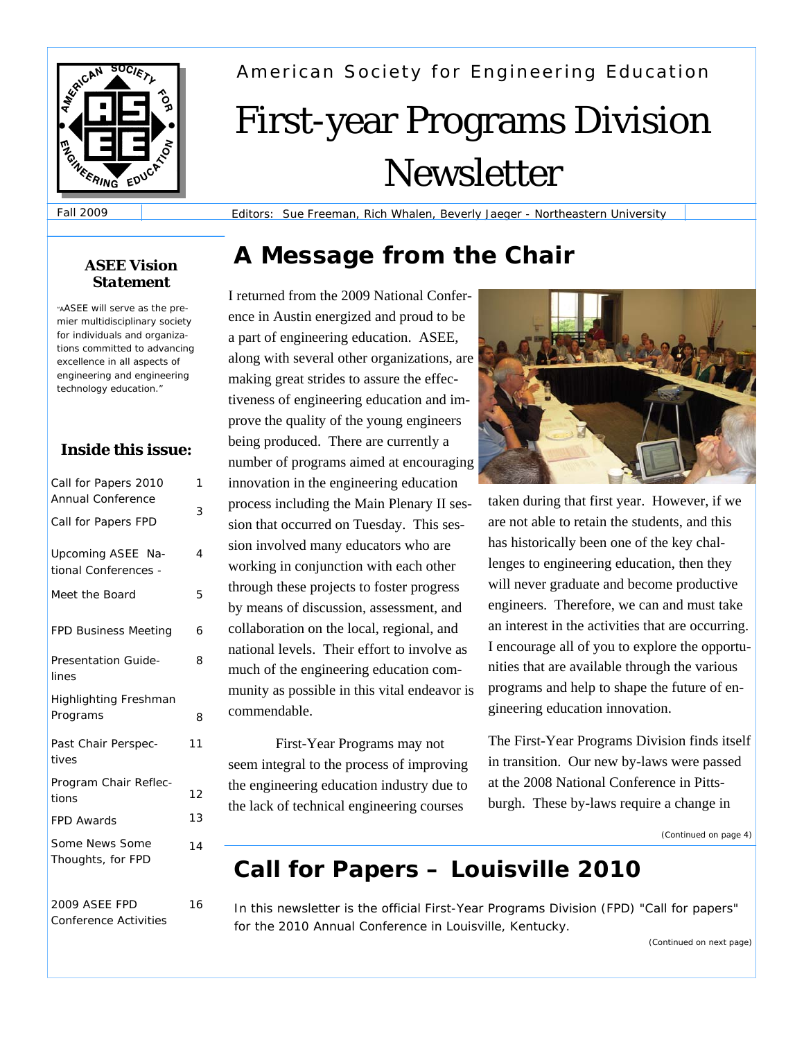American Society for Engineering Education

# First-year Programs Division Newsletter

Fall 2009

Editors: Sue Freeman, Rich Whalen, Beverly Jaeger - Northeastern University

### ASEE Vision Statement

"AASEE will serve as the premier multidisciplinary society for individuals and organizations committed to advancing excellence in all aspects of engineering and engineering technology education."

### Inside this issue:

| | |
|---|---|
| Call for Papers 2010 Annual Conference | 1 |
| Call for Papers FPD | 3 |
| Upcoming ASEE National Conferences - | 4 |
| Meet the Board | 5 |
| FPD Business Meeting | 6 |
| Presentation Guidelines | 8 |
| Highlighting Freshman Programs | 8 |
| Past Chair Perspectives | 11 |
| Program Chair Reflections | 12 |
| FPD Awards | 13 |
| Some News Some Thoughts, for FPD | 14 |
| 2009 ASEE FPD Conference Activities | 16 |

## A Message from the Chair

I returned from the 2009 National Conference in Austin energized and proud to be a part of engineering education. ASEE, along with several other organizations, are making great strides to assure the effectiveness of engineering education and improve the quality of the young engineers being produced. There are currently a number of programs aimed at encouraging innovation in the engineering education process including the Main Plenary II session that occurred on Tuesday. This session involved many educators who are working in conjunction with each other through these projects to foster progress by means of discussion, assessment, and collaboration on the local, regional, and national levels. Their effort to involve as much of the engineering education community as possible in this vital endeavor is commendable.

First-Year Programs may not seem integral to the process of improving the engineering education industry due to the lack of technical engineering courses taken during that first year. However, if we are not able to retain the students, and this has historically been one of the key challenges to engineering education, then they will never graduate and become productive engineers. Therefore, we can and must take an interest in the activities that are occurring. I encourage all of you to explore the opportunities that are available through the various programs and help to shape the future of engineering education innovation.

The First-Year Programs Division finds itself in transition. Our new by-laws were passed at the 2008 National Conference in Pittsburgh. These by-laws require a change in

(Continued on page 4)

## Call for Papers – Louisville 2010

In this newsletter is the official First-Year Programs Division (FPD) "Call for papers" for the 2010 Annual Conference in Louisville, Kentucky.

(Continued on next page)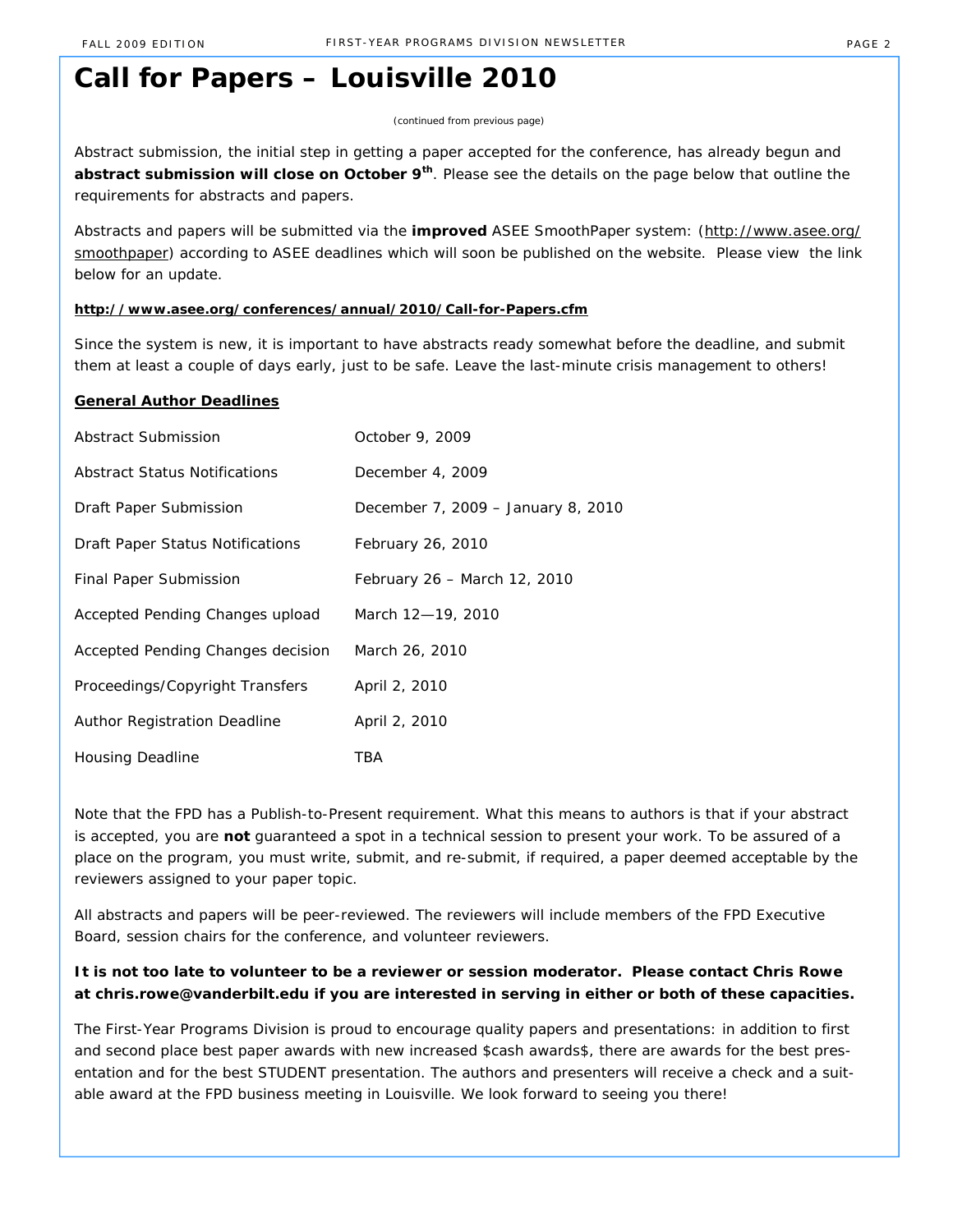# Call for Papers – Louisville 2010

(continued from previous page)

Abstract submission, the initial step in getting a paper accepted for the conference, has already begun and **abstract submission will close on October 9th**. Please see the details on the page below that outline the requirements for abstracts and papers.

Abstracts and papers will be submitted via the **improved** ASEE SmoothPaper system: (http://www.asee.org/smoothpaper) according to ASEE deadlines which will soon be published on the website. Please view the link below for an update.

**http://www.asee.org/conferences/annual/2010/Call-for-Papers.cfm**

Since the system is new, it is important to have abstracts ready somewhat before the deadline, and submit them at least a couple of days early, just to be safe. Leave the last-minute crisis management to others!

**General Author Deadlines**

| | |
|---|---|
| Abstract Submission | October 9, 2009 |
| Abstract Status Notifications | December 4, 2009 |
| Draft Paper Submission | December 7, 2009 – January 8, 2010 |
| Draft Paper Status Notifications | February 26, 2010 |
| Final Paper Submission | February 26 – March 12, 2010 |
| Accepted Pending Changes upload | March 12—19, 2010 |
| Accepted Pending Changes decision | March 26, 2010 |
| Proceedings/Copyright Transfers | April 2, 2010 |
| Author Registration Deadline | April 2, 2010 |
| Housing Deadline | TBA |

Note that the FPD has a Publish-to-Present requirement. What this means to authors is that if your abstract is accepted, you are **not** guaranteed a spot in a technical session to present your work. To be assured of a place on the program, you must write, submit, and re-submit, if required, a paper deemed acceptable by the reviewers assigned to your paper topic.

All abstracts and papers will be peer-reviewed. The reviewers will include members of the FPD Executive Board, session chairs for the conference, and volunteer reviewers.

**It is not too late to volunteer to be a reviewer or session moderator. Please contact Chris Rowe at chris.rowe@vanderbilt.edu if you are interested in serving in either or both of these capacities.**

The First-Year Programs Division is proud to encourage quality papers and presentations: in addition to first and second place best paper awards with new increased $cash awards$, there are awards for the best presentation and for the best STUDENT presentation. The authors and presenters will receive a check and a suitable award at the FPD business meeting in Louisville. We look forward to seeing you there!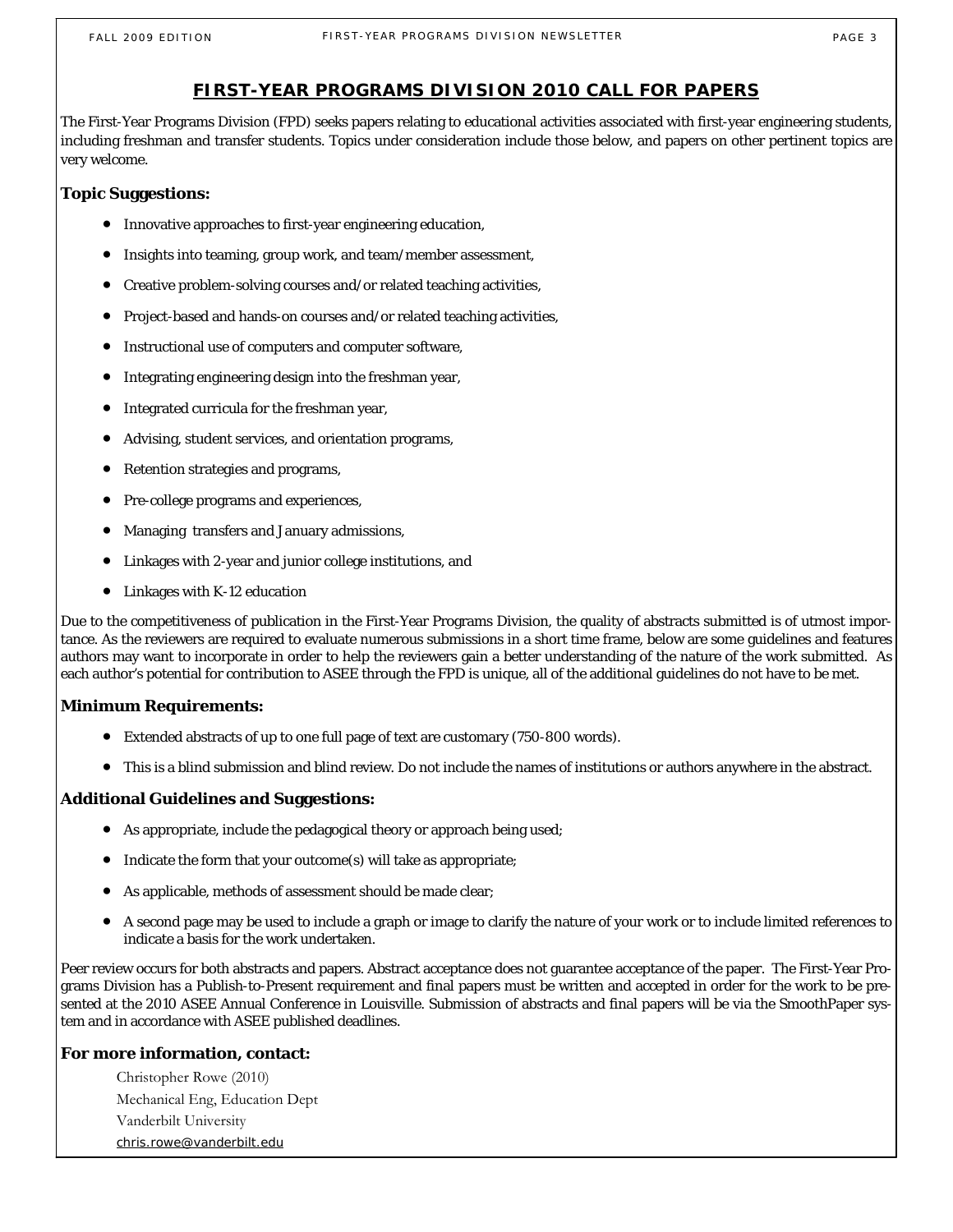# FIRST-YEAR PROGRAMS DIVISION 2010 CALL FOR PAPERS

The First-Year Programs Division (FPD) seeks papers relating to educational activities associated with first-year engineering students, including freshman and transfer students. Topics under consideration include those below, and papers on other pertinent topics are very welcome.

### Topic Suggestions:

- Innovative approaches to first-year engineering education,
- Insights into teaming, group work, and team/member assessment,
- Creative problem-solving courses and/or related teaching activities,
- Project-based and hands-on courses and/or related teaching activities,
- Instructional use of computers and computer software,
- Integrating engineering design into the freshman year,
- Integrated curricula for the freshman year,
- Advising, student services, and orientation programs,
- Retention strategies and programs,
- Pre-college programs and experiences,
- Managing transfers and January admissions,
- Linkages with 2-year and junior college institutions, and
- Linkages with K-12 education

Due to the competitiveness of publication in the First-Year Programs Division, the quality of abstracts submitted is of utmost importance. As the reviewers are required to evaluate numerous submissions in a short time frame, below are some guidelines and features authors may want to incorporate in order to help the reviewers gain a better understanding of the nature of the work submitted. As each author's potential for contribution to ASEE through the FPD is unique, all of the additional guidelines do not have to be met.

### Minimum Requirements:

- Extended abstracts of up to one full page of text are customary (750-800 words).
- This is a blind submission and blind review. Do not include the names of institutions or authors anywhere in the abstract.

### Additional Guidelines and Suggestions:

- As appropriate, include the pedagogical theory or approach being used;
- Indicate the form that your outcome(s) will take as appropriate;
- As applicable, methods of assessment should be made clear;
- A second page may be used to include a graph or image to clarify the nature of your work or to include limited references to indicate a basis for the work undertaken.

Peer review occurs for both abstracts and papers. Abstract acceptance does not guarantee acceptance of the paper. The First-Year Programs Division has a Publish-to-Present requirement and final papers must be written and accepted in order for the work to be presented at the 2010 ASEE Annual Conference in Louisville. Submission of abstracts and final papers will be via the SmoothPaper system and in accordance with ASEE published deadlines.

### For more information, contact:

Christopher Rowe (2010)
Mechanical Eng, Education Dept
Vanderbilt University
chris.rowe@vanderbilt.edu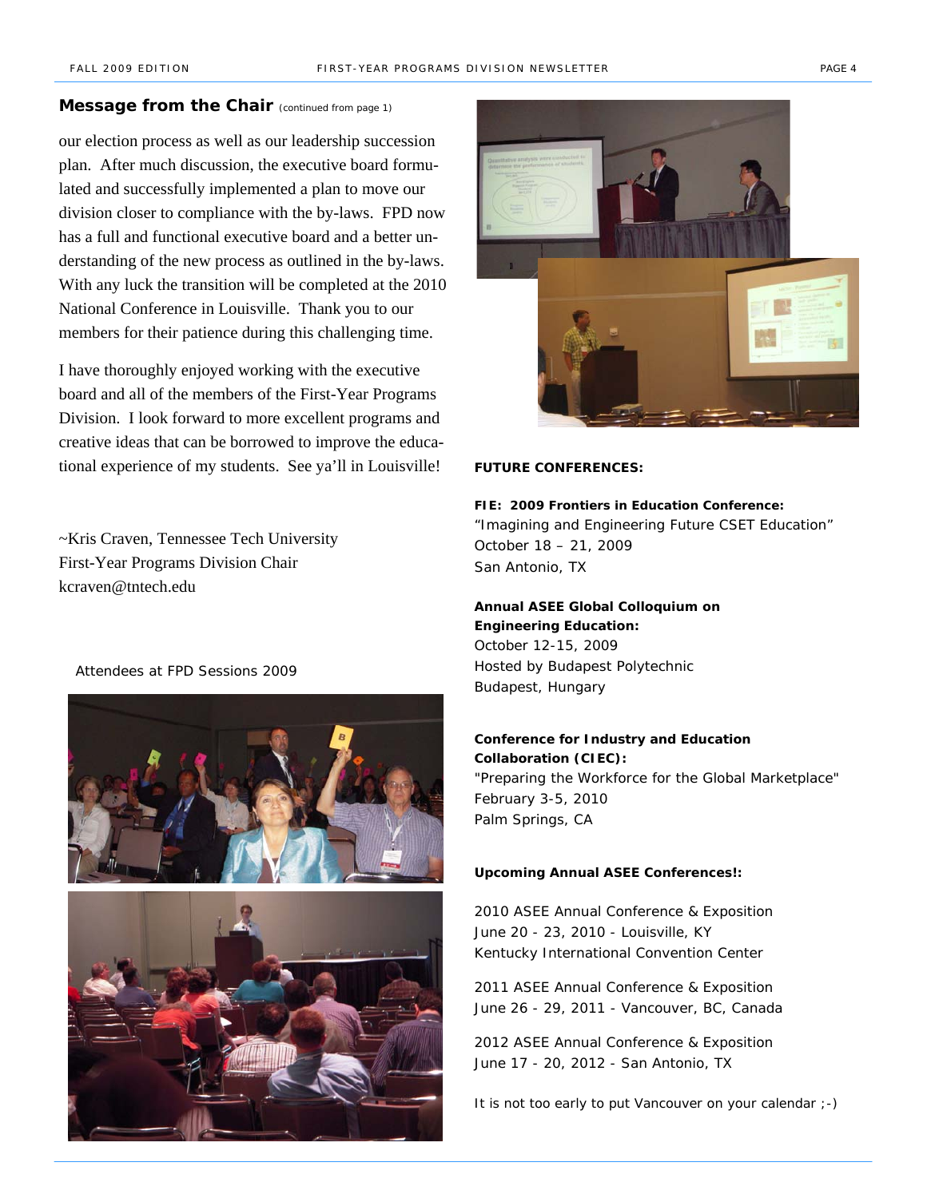## Message from the Chair (continued from page 1)

our election process as well as our leadership succession plan. After much discussion, the executive board formulated and successfully implemented a plan to move our division closer to compliance with the by-laws. FPD now has a full and functional executive board and a better understanding of the new process as outlined in the by-laws. With any luck the transition will be completed at the 2010 National Conference in Louisville. Thank you to our members for their patience during this challenging time.

I have thoroughly enjoyed working with the executive board and all of the members of the First-Year Programs Division. I look forward to more excellent programs and creative ideas that can be borrowed to improve the educational experience of my students. See ya'll in Louisville!

~Kris Craven, Tennessee Tech University
First-Year Programs Division Chair
kcraven@tntech.edu

Attendees at FPD Sessions 2009

**FUTURE CONFERENCES:**

**FIE: 2009 Frontiers in Education Conference:**
"Imagining and Engineering Future CSET Education"
October 18 – 21, 2009
San Antonio, TX

**Annual ASEE Global Colloquium on Engineering Education:**
October 12-15, 2009
Hosted by Budapest Polytechnic
Budapest, Hungary

**Conference for Industry and Education Collaboration (CIEC):**
"Preparing the Workforce for the Global Marketplace"
February 3-5, 2010
Palm Springs, CA

**Upcoming Annual ASEE Conferences!:**

2010 ASEE Annual Conference & Exposition
June 20 - 23, 2010 - Louisville, KY
Kentucky International Convention Center

2011 ASEE Annual Conference & Exposition
June 26 - 29, 2011 - Vancouver, BC, Canada

2012 ASEE Annual Conference & Exposition
June 17 - 20, 2012 - San Antonio, TX

It is not too early to put Vancouver on your calendar ;-)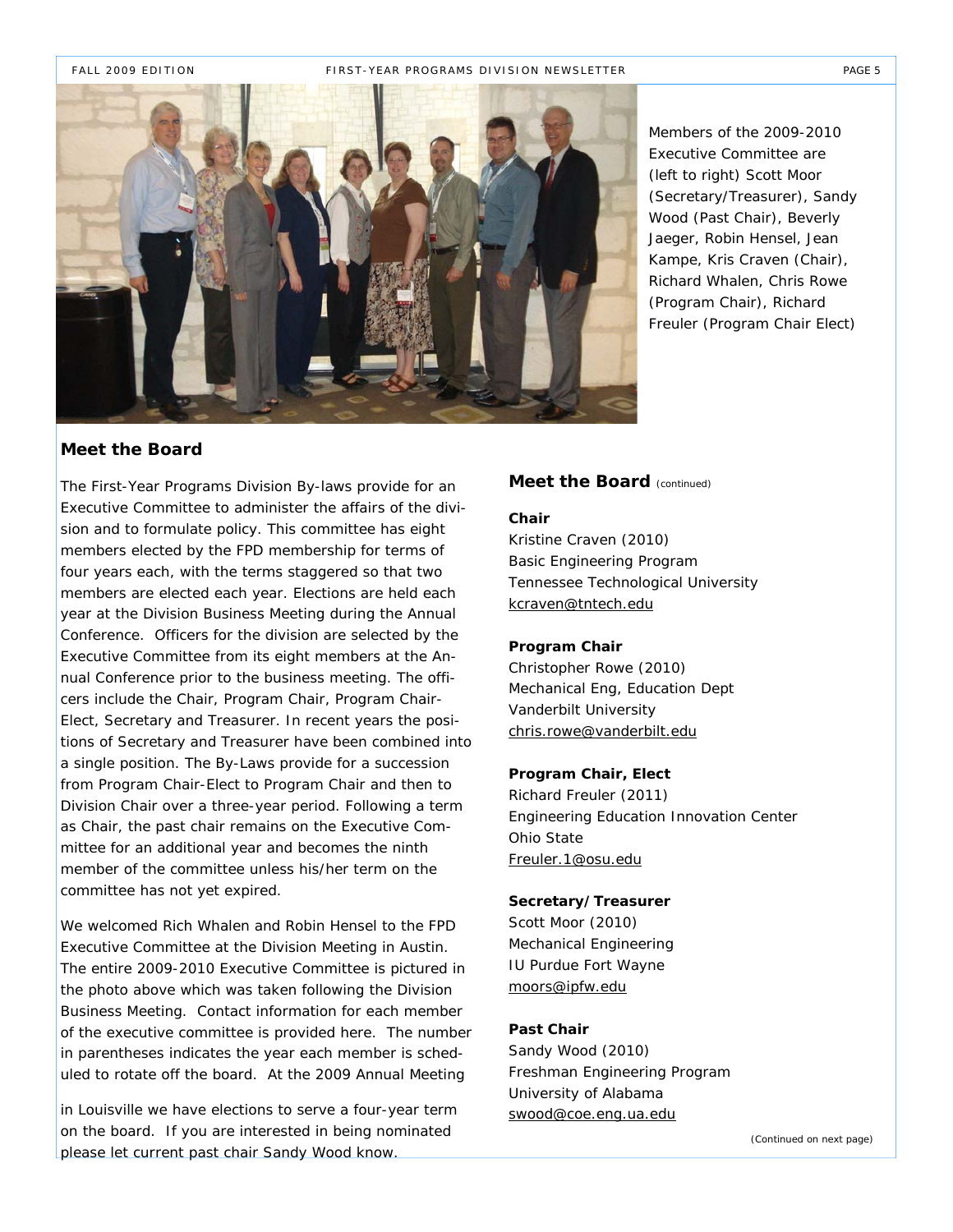Members of the 2009-2010 Executive Committee are (left to right) Scott Moor (Secretary/Treasurer), Sandy Wood (Past Chair), Beverly Jaeger, Robin Hensel, Jean Kampe, Kris Craven (Chair), Richard Whalen, Chris Rowe (Program Chair), Richard Freuler (Program Chair Elect)

## Meet the Board

The First-Year Programs Division By-laws provide for an Executive Committee to administer the affairs of the division and to formulate policy. This committee has eight members elected by the FPD membership for terms of four years each, with the terms staggered so that two members are elected each year. Elections are held each year at the Division Business Meeting during the Annual Conference. Officers for the division are selected by the Executive Committee from its eight members at the Annual Conference prior to the business meeting. The officers include the Chair, Program Chair, Program Chair-Elect, Secretary and Treasurer. In recent years the positions of Secretary and Treasurer have been combined into a single position. The By-Laws provide for a succession from Program Chair-Elect to Program Chair and then to Division Chair over a three-year period. Following a term as Chair, the past chair remains on the Executive Committee for an additional year and becomes the ninth member of the committee unless his/her term on the committee has not yet expired.

We welcomed Rich Whalen and Robin Hensel to the FPD Executive Committee at the Division Meeting in Austin. The entire 2009-2010 Executive Committee is pictured in the photo above which was taken following the Division Business Meeting. Contact information for each member of the executive committee is provided here. The number in parentheses indicates the year each member is scheduled to rotate off the board. At the 2009 Annual Meeting in Louisville we have elections to serve a four-year term on the board. If you are interested in being nominated please let current past chair Sandy Wood know.

## Meet the Board (continued)

**Chair**
Kristine Craven (2010)
Basic Engineering Program
Tennessee Technological University
kcraven@tntech.edu

**Program Chair**
Christopher Rowe (2010)
Mechanical Eng, Education Dept
Vanderbilt University
chris.rowe@vanderbilt.edu

**Program Chair, Elect**
Richard Freuler (2011)
Engineering Education Innovation Center
Ohio State
Freuler.1@osu.edu

**Secretary/Treasurer**
Scott Moor (2010)
Mechanical Engineering
IU Purdue Fort Wayne
moors@ipfw.edu

**Past Chair**
Sandy Wood (2010)
Freshman Engineering Program
University of Alabama
swood@coe.eng.ua.edu

(Continued on next page)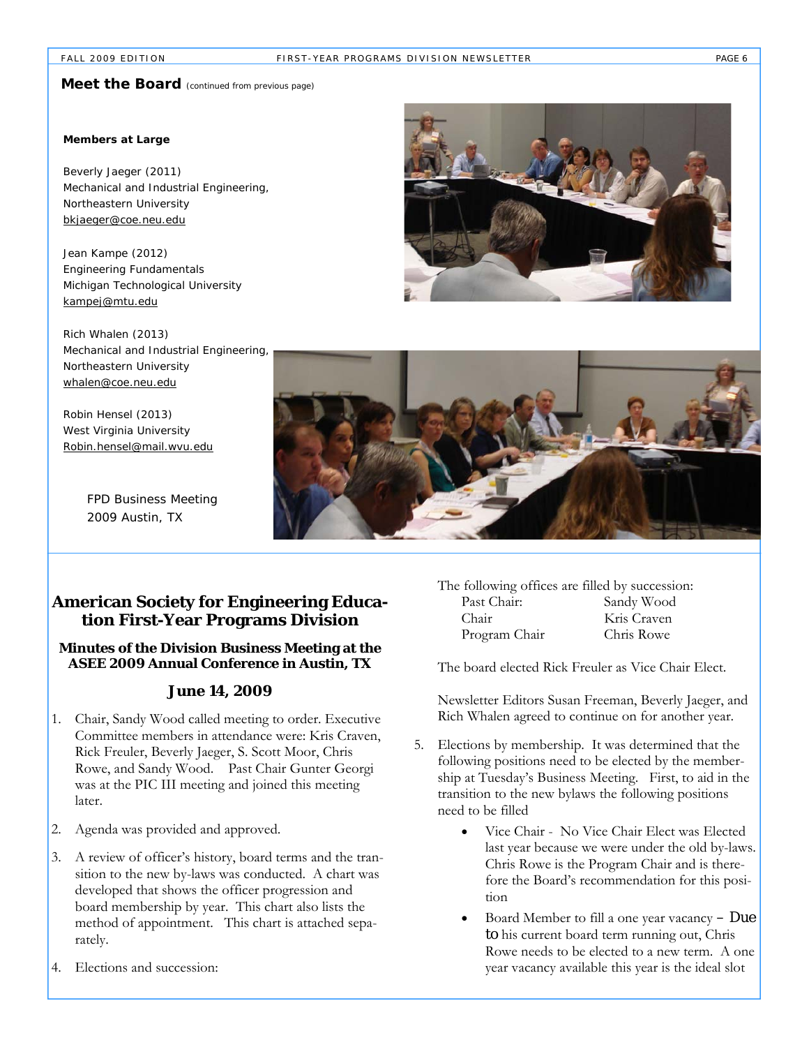## Meet the Board *(continued from previous page)*

**Members at Large**

Beverly Jaeger (2011)
Mechanical and Industrial Engineering,
Northeastern University
bkjaeger@coe.neu.edu

Jean Kampe (2012)
Engineering Fundamentals
Michigan Technological University
kampej@mtu.edu

Rich Whalen (2013)
Mechanical and Industrial Engineering,
Northeastern University
whalen@coe.neu.edu

Robin Hensel (2013)
West Virginia University
Robin.hensel@mail.wvu.edu

FPD Business Meeting
2009 Austin, TX

## American Society for Engineering Education First-Year Programs Division

### Minutes of the Division Business Meeting at the ASEE 2009 Annual Conference in Austin, TX

### June 14, 2009

1. Chair, Sandy Wood called meeting to order. Executive Committee members in attendance were: Kris Craven, Rick Freuler, Beverly Jaeger, S. Scott Moor, Chris Rowe, and Sandy Wood. Past Chair Gunter Georgi was at the PIC III meeting and joined this meeting later.
2. Agenda was provided and approved.
3. A review of officer's history, board terms and the transition to the new by-laws was conducted. A chart was developed that shows the officer progression and board membership by year. This chart also lists the method of appointment. This chart is attached separately.
4. Elections and succession:

   The following offices are filled by succession:

   | | |
   |---|---|
   | Past Chair: | Sandy Wood |
   | Chair | Kris Craven |
   | Program Chair | Chris Rowe |

   The board elected Rick Freuler as Vice Chair Elect.

   Newsletter Editors Susan Freeman, Beverly Jaeger, and Rich Whalen agreed to continue on for another year.

5. Elections by membership. It was determined that the following positions need to be elected by the membership at Tuesday's Business Meeting. First, to aid in the transition to the new bylaws the following positions need to be filled
   - Vice Chair - No Vice Chair Elect was Elected last year because we were under the old by-laws. Chris Rowe is the Program Chair and is therefore the Board's recommendation for this position
   - Board Member to fill a one year vacancy – Due to his current board term running out, Chris Rowe needs to be elected to a new term. A one year vacancy available this year is the ideal slot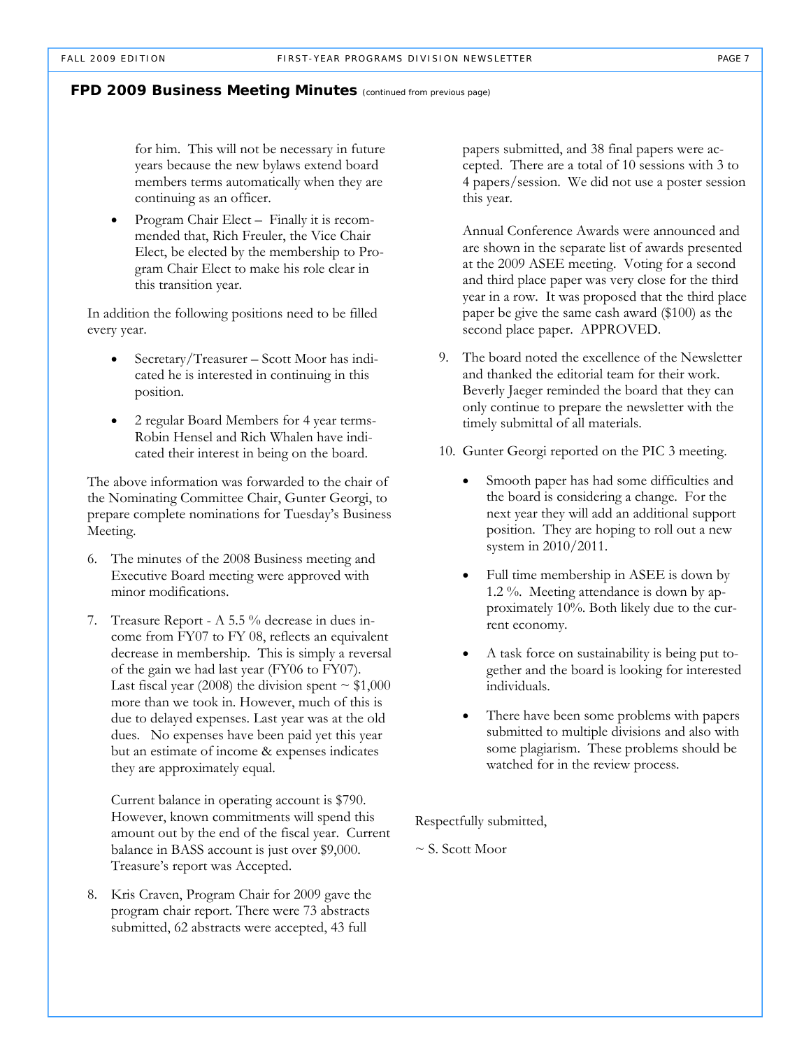## FPD 2009 Business Meeting Minutes *(continued from previous page)*

for him. This will not be necessary in future years because the new bylaws extend board members terms automatically when they are continuing as an officer.

- Program Chair Elect – Finally it is recommended that, Rich Freuler, the Vice Chair Elect, be elected by the membership to Program Chair Elect to make his role clear in this transition year.

In addition the following positions need to be filled every year.

- Secretary/Treasurer – Scott Moor has indicated he is interested in continuing in this position.
- 2 regular Board Members for 4 year terms- Robin Hensel and Rich Whalen have indicated their interest in being on the board.

The above information was forwarded to the chair of the Nominating Committee Chair, Gunter Georgi, to prepare complete nominations for Tuesday's Business Meeting.

6. The minutes of the 2008 Business meeting and Executive Board meeting were approved with minor modifications.

7. Treasure Report - A 5.5 % decrease in dues income from FY07 to FY 08, reflects an equivalent decrease in membership. This is simply a reversal of the gain we had last year (FY06 to FY07). Last fiscal year (2008) the division spent ~ $1,000 more than we took in. However, much of this is due to delayed expenses. Last year was at the old dues. No expenses have been paid yet this year but an estimate of income & expenses indicates they are approximately equal.

   Current balance in operating account is $790. However, known commitments will spend this amount out by the end of the fiscal year. Current balance in BASS account is just over $9,000. Treasure's report was Accepted.

8. Kris Craven, Program Chair for 2009 gave the program chair report. There were 73 abstracts submitted, 62 abstracts were accepted, 43 full papers submitted, and 38 final papers were accepted. There are a total of 10 sessions with 3 to 4 papers/session. We did not use a poster session this year.

   Annual Conference Awards were announced and are shown in the separate list of awards presented at the 2009 ASEE meeting. Voting for a second and third place paper was very close for the third year in a row. It was proposed that the third place paper be give the same cash award ($100) as the second place paper. APPROVED.

9. The board noted the excellence of the Newsletter and thanked the editorial team for their work. Beverly Jaeger reminded the board that they can only continue to prepare the newsletter with the timely submittal of all materials.

10. Gunter Georgi reported on the PIC 3 meeting.

    - Smooth paper has had some difficulties and the board is considering a change. For the next year they will add an additional support position. They are hoping to roll out a new system in 2010/2011.
    - Full time membership in ASEE is down by 1.2 %. Meeting attendance is down by approximately 10%. Both likely due to the current economy.
    - A task force on sustainability is being put together and the board is looking for interested individuals.
    - There have been some problems with papers submitted to multiple divisions and also with some plagiarism. These problems should be watched for in the review process.

Respectfully submitted,

~ S. Scott Moor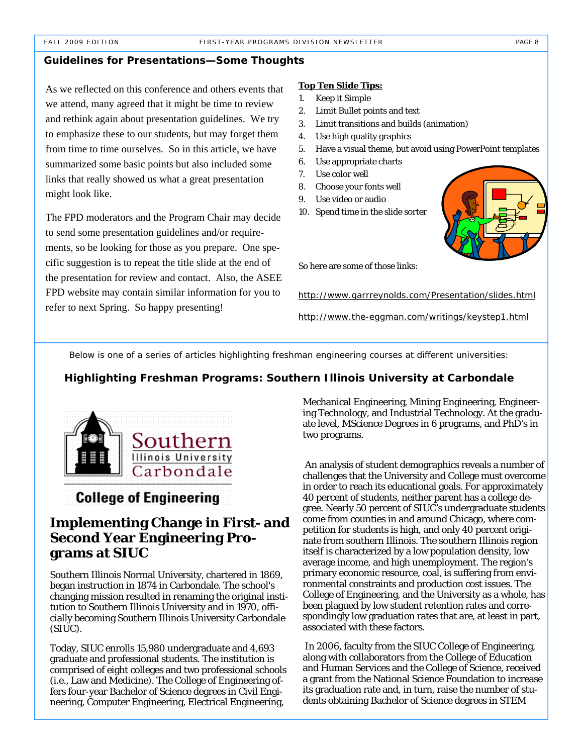## Guidelines for Presentations—Some Thoughts

As we reflected on this conference and others events that we attend, many agreed that it might be time to review and rethink again about presentation guidelines. We try to emphasize these to our students, but may forget them from time to time ourselves. So in this article, we have summarized some basic points but also included some links that really showed us what a great presentation might look like.

The FPD moderators and the Program Chair may decide to send some presentation guidelines and/or requirements, so be looking for those as you prepare. One specific suggestion is to repeat the title slide at the end of the presentation for review and contact. Also, the ASEE FPD website may contain similar information for you to refer to next Spring. So happy presenting!

**Top Ten Slide Tips:**

1. Keep it Simple
2. Limit Bullet points and text
3. Limit transitions and builds (animation)
4. Use high quality graphics
5. Have a visual theme, but avoid using PowerPoint templates
6. Use appropriate charts
7. Use color well
8. Choose your fonts well
9. Use video or audio
10. Spend time in the slide sorter

So here are some of those links:

http://www.garrreynolds.com/Presentation/slides.html

http://www.the-eggman.com/writings/keystep1.html

Below is one of a series of articles highlighting freshman engineering courses at different universities:

## Highlighting Freshman Programs: Southern Illinois University at Carbondale

Southern Illinois University Carbondale

College of Engineering

# Implementing Change in First- and Second Year Engineering Programs at SIUC

Southern Illinois Normal University, chartered in 1869, began instruction in 1874 in Carbondale. The school's changing mission resulted in renaming the original institution to Southern Illinois University and in 1970, officially becoming Southern Illinois University Carbondale (SIUC).

Today, SIUC enrolls 15,980 undergraduate and 4,693 graduate and professional students. The institution is comprised of eight colleges and two professional schools (i.e., Law and Medicine). The College of Engineering offers four-year Bachelor of Science degrees in Civil Engineering, Computer Engineering, Electrical Engineering, Mechanical Engineering, Mining Engineering, Engineering Technology, and Industrial Technology. At the graduate level, MScience Degrees in 6 programs, and PhD's in two programs.

An analysis of student demographics reveals a number of challenges that the University and College must overcome in order to reach its educational goals. For approximately 40 percent of students, neither parent has a college degree. Nearly 50 percent of SIUC's undergraduate students come from counties in and around Chicago, where competition for students is high, and only 40 percent originate from southern Illinois. The southern Illinois region itself is characterized by a low population density, low average income, and high unemployment. The region's primary economic resource, coal, is suffering from environmental constraints and production cost issues. The College of Engineering, and the University as a whole, has been plagued by low student retention rates and correspondingly low graduation rates that are, at least in part, associated with these factors.

In 2006, faculty from the SIUC College of Engineering, along with collaborators from the College of Education and Human Services and the College of Science, received a grant from the National Science Foundation to increase its graduation rate and, in turn, raise the number of students obtaining Bachelor of Science degrees in STEM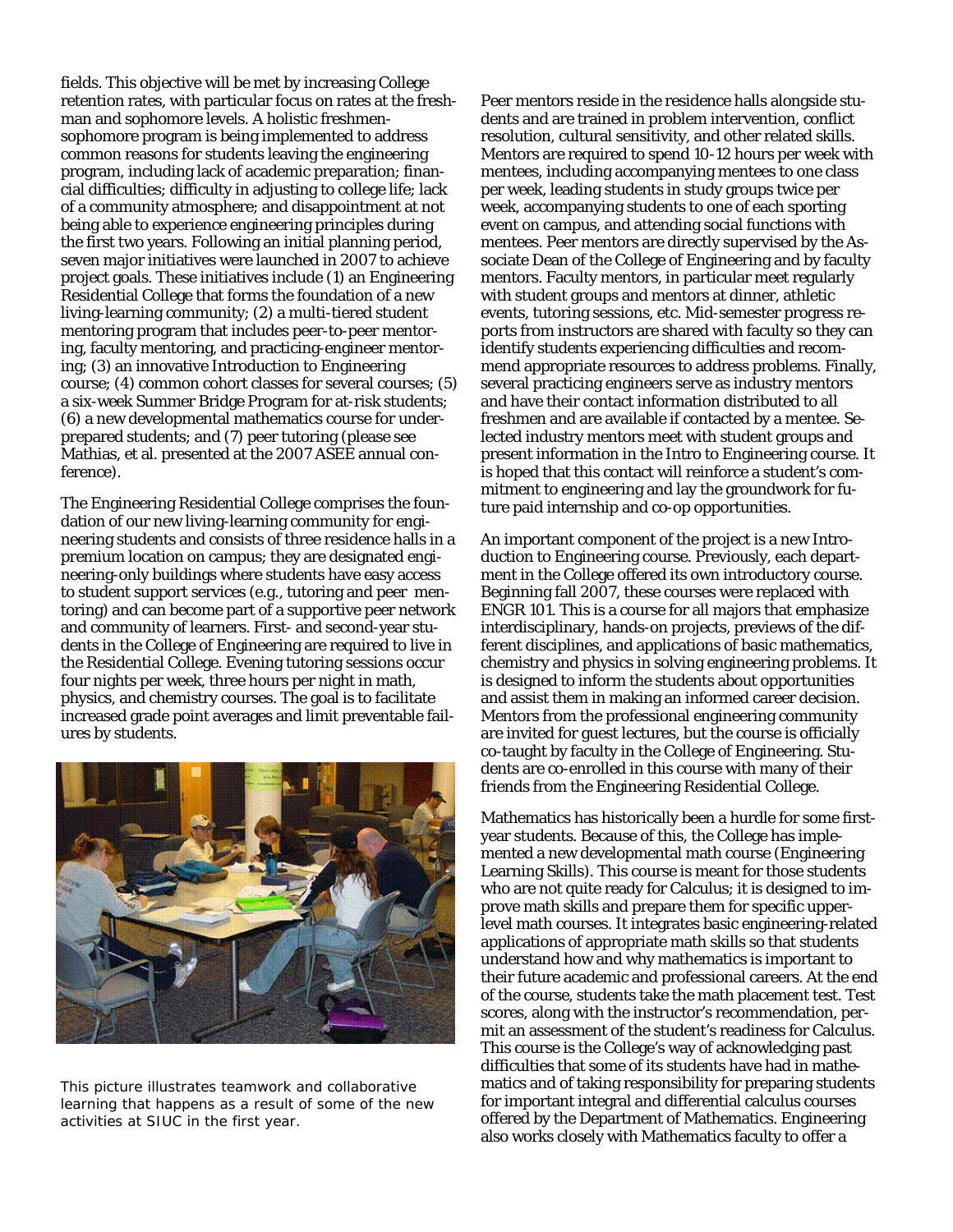fields. This objective will be met by increasing College retention rates, with particular focus on rates at the freshman and sophomore levels. A holistic freshmen-sophomore program is being implemented to address common reasons for students leaving the engineering program, including lack of academic preparation; financial difficulties; difficulty in adjusting to college life; lack of a community atmosphere; and disappointment at not being able to experience engineering principles during the first two years. Following an initial planning period, seven major initiatives were launched in 2007 to achieve project goals. These initiatives include (1) an Engineering Residential College that forms the foundation of a new living-learning community; (2) a multi-tiered student mentoring program that includes peer-to-peer mentoring, faculty mentoring, and practicing-engineer mentoring; (3) an innovative Introduction to Engineering course; (4) common cohort classes for several courses; (5) a six-week Summer Bridge Program for at-risk students; (6) a new developmental mathematics course for underprepared students; and (7) peer tutoring (please see Mathias, et al. presented at the 2007 ASEE annual conference).

The Engineering Residential College comprises the foundation of our new living-learning community for engineering students and consists of three residence halls in a premium location on campus; they are designated engineering-only buildings where students have easy access to student support services (e.g., tutoring and peer mentoring) and can become part of a supportive peer network and community of learners. First- and second-year students in the College of Engineering are required to live in the Residential College. Evening tutoring sessions occur four nights per week, three hours per night in math, physics, and chemistry courses. The goal is to facilitate increased grade point averages and limit preventable failures by students.

This picture illustrates teamwork and collaborative learning that happens as a result of some of the new activities at SIUC in the first year.

Peer mentors reside in the residence halls alongside students and are trained in problem intervention, conflict resolution, cultural sensitivity, and other related skills. Mentors are required to spend 10-12 hours per week with mentees, including accompanying mentees to one class per week, leading students in study groups twice per week, accompanying students to one of each sporting event on campus, and attending social functions with mentees. Peer mentors are directly supervised by the Associate Dean of the College of Engineering and by faculty mentors. Faculty mentors, in particular meet regularly with student groups and mentors at dinner, athletic events, tutoring sessions, etc. Mid-semester progress reports from instructors are shared with faculty so they can identify students experiencing difficulties and recommend appropriate resources to address problems. Finally, several practicing engineers serve as industry mentors and have their contact information distributed to all freshmen and are available if contacted by a mentee. Selected industry mentors meet with student groups and present information in the Intro to Engineering course. It is hoped that this contact will reinforce a student's commitment to engineering and lay the groundwork for future paid internship and co-op opportunities.

An important component of the project is a new Introduction to Engineering course. Previously, each department in the College offered its own introductory course. Beginning fall 2007, these courses were replaced with ENGR 101. This is a course for all majors that emphasize interdisciplinary, hands-on projects, previews of the different disciplines, and applications of basic mathematics, chemistry and physics in solving engineering problems. It is designed to inform the students about opportunities and assist them in making an informed career decision. Mentors from the professional engineering community are invited for guest lectures, but the course is officially co-taught by faculty in the College of Engineering. Students are co-enrolled in this course with many of their friends from the Engineering Residential College.

Mathematics has historically been a hurdle for some first-year students. Because of this, the College has implemented a new developmental math course (Engineering Learning Skills). This course is meant for those students who are not quite ready for Calculus; it is designed to improve math skills and prepare them for specific upper-level math courses. It integrates basic engineering-related applications of appropriate math skills so that students understand how and why mathematics is important to their future academic and professional careers. At the end of the course, students take the math placement test. Test scores, along with the instructor's recommendation, permit an assessment of the student's readiness for Calculus. This course is the College's way of acknowledging past difficulties that some of its students have had in mathematics and of taking responsibility for preparing students for important integral and differential calculus courses offered by the Department of Mathematics. Engineering also works closely with Mathematics faculty to offer a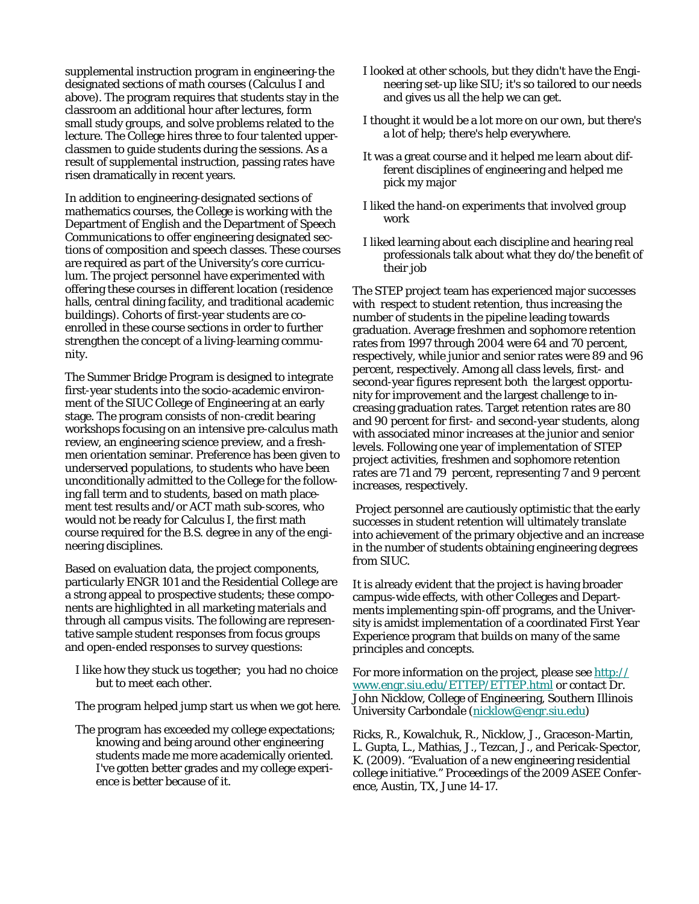supplemental instruction program in engineering-the designated sections of math courses (Calculus I and above). The program requires that students stay in the classroom an additional hour after lectures, form small study groups, and solve problems related to the lecture. The College hires three to four talented upperclassmen to guide students during the sessions. As a result of supplemental instruction, passing rates have risen dramatically in recent years.

In addition to engineering-designated sections of mathematics courses, the College is working with the Department of English and the Department of Speech Communications to offer engineering designated sections of composition and speech classes. These courses are required as part of the University's core curriculum. The project personnel have experimented with offering these courses in different location (residence halls, central dining facility, and traditional academic buildings). Cohorts of first-year students are co-enrolled in these course sections in order to further strengthen the concept of a living-learning community.

The Summer Bridge Program is designed to integrate first-year students into the socio-academic environment of the SIUC College of Engineering at an early stage. The program consists of non-credit bearing workshops focusing on an intensive pre-calculus math review, an engineering science preview, and a freshmen orientation seminar. Preference has been given to underserved populations, to students who have been unconditionally admitted to the College for the following fall term and to students, based on math placement test results and/or ACT math sub-scores, who would not be ready for Calculus I, the first math course required for the B.S. degree in any of the engineering disciplines.

Based on evaluation data, the project components, particularly ENGR 101 and the Residential College are a strong appeal to prospective students; these components are highlighted in all marketing materials and through all campus visits. The following are representative sample student responses from focus groups and open-ended responses to survey questions:

I like how they stuck us together; you had no choice but to meet each other.

The program helped jump start us when we got here.

The program has exceeded my college expectations; knowing and being around other engineering students made me more academically oriented. I've gotten better grades and my college experience is better because of it.

I looked at other schools, but they didn't have the Engineering set-up like SIU; it's so tailored to our needs and gives us all the help we can get.

I thought it would be a lot more on our own, but there's a lot of help; there's help everywhere.

It was a great course and it helped me learn about different disciplines of engineering and helped me pick my major

I liked the hand-on experiments that involved group work

I liked learning about each discipline and hearing real professionals talk about what they do/the benefit of their job

The STEP project team has experienced major successes with respect to student retention, thus increasing the number of students in the pipeline leading towards graduation. Average freshmen and sophomore retention rates from 1997 through 2004 were 64 and 70 percent, respectively, while junior and senior rates were 89 and 96 percent, respectively. Among all class levels, first- and second-year figures represent both the largest opportunity for improvement and the largest challenge to increasing graduation rates. Target retention rates are 80 and 90 percent for first- and second-year students, along with associated minor increases at the junior and senior levels. Following one year of implementation of STEP project activities, freshmen and sophomore retention rates are 71 and 79 percent, representing 7 and 9 percent increases, respectively.

Project personnel are cautiously optimistic that the early successes in student retention will ultimately translate into achievement of the primary objective and an increase in the number of students obtaining engineering degrees from SIUC.

It is already evident that the project is having broader campus-wide effects, with other Colleges and Departments implementing spin-off programs, and the University is amidst implementation of a coordinated First Year Experience program that builds on many of the same principles and concepts.

For more information on the project, please see http://www.engr.siu.edu/ETTEP/ETTEP.html or contact Dr. John Nicklow, College of Engineering, Southern Illinois University Carbondale (nicklow@engr.siu.edu)

Ricks, R., Kowalchuk, R., Nicklow, J., Graceson-Martin, L. Gupta, L., Mathias, J., Tezcan, J., and Pericak-Spector, K. (2009). "Evaluation of a new engineering residential college initiative." Proceedings of the 2009 ASEE Conference, Austin, TX, June 14-17.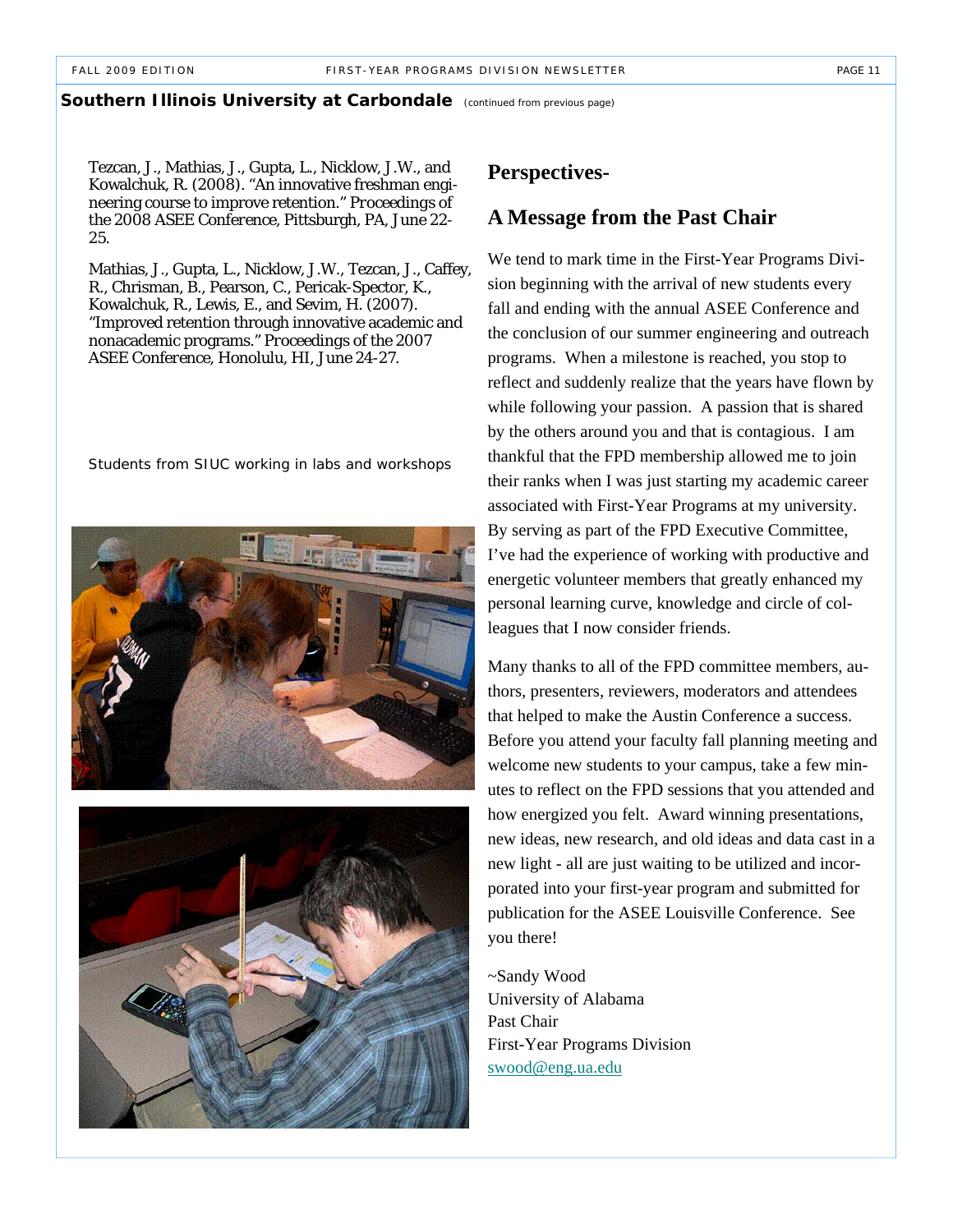**Southern Illinois University at Carbondale** *(continued from previous page)*

Tezcan, J., Mathias, J., Gupta, L., Nicklow, J.W., and Kowalchuk, R. (2008). "An innovative freshman engineering course to improve retention." Proceedings of the 2008 ASEE Conference, Pittsburgh, PA, June 22-25.

Mathias, J., Gupta, L., Nicklow, J.W., Tezcan, J., Caffey, R., Chrisman, B., Pearson, C., Pericak-Spector, K., Kowalchuk, R., Lewis, E., and Sevim, H. (2007). "Improved retention through innovative academic and nonacademic programs." Proceedings of the 2007 ASEE Conference, Honolulu, HI, June 24-27.

Students from SIUC working in labs and workshops

## Perspectives-

## A Message from the Past Chair

We tend to mark time in the First-Year Programs Division beginning with the arrival of new students every fall and ending with the annual ASEE Conference and the conclusion of our summer engineering and outreach programs. When a milestone is reached, you stop to reflect and suddenly realize that the years have flown by while following your passion. A passion that is shared by the others around you and that is contagious. I am thankful that the FPD membership allowed me to join their ranks when I was just starting my academic career associated with First-Year Programs at my university. By serving as part of the FPD Executive Committee, I've had the experience of working with productive and energetic volunteer members that greatly enhanced my personal learning curve, knowledge and circle of colleagues that I now consider friends.

Many thanks to all of the FPD committee members, authors, presenters, reviewers, moderators and attendees that helped to make the Austin Conference a success. Before you attend your faculty fall planning meeting and welcome new students to your campus, take a few minutes to reflect on the FPD sessions that you attended and how energized you felt. Award winning presentations, new ideas, new research, and old ideas and data cast in a new light - all are just waiting to be utilized and incorporated into your first-year program and submitted for publication for the ASEE Louisville Conference. See you there!

~Sandy Wood
University of Alabama
Past Chair
First-Year Programs Division
swood@eng.ua.edu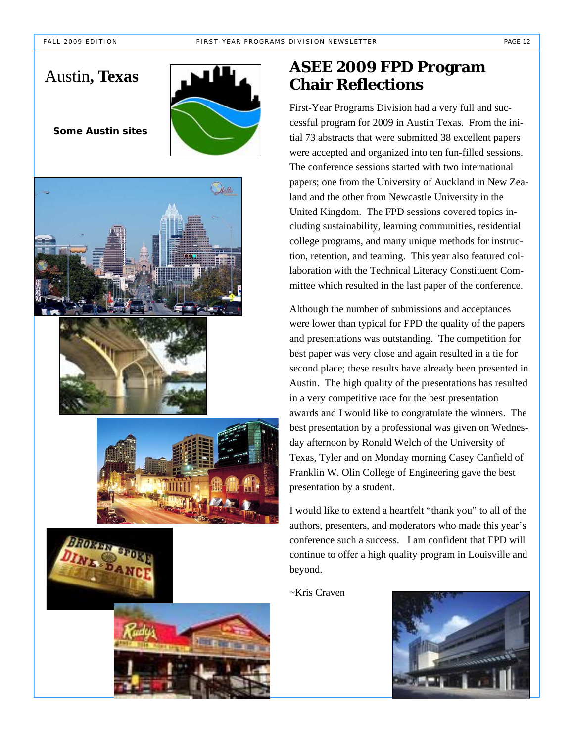# Austin, **Texas**

**Some Austin sites**

## ASEE 2009 FPD Program Chair Reflections

First-Year Programs Division had a very full and successful program for 2009 in Austin Texas. From the initial 73 abstracts that were submitted 38 excellent papers were accepted and organized into ten fun-filled sessions. The conference sessions started with two international papers; one from the University of Auckland in New Zealand and the other from Newcastle University in the United Kingdom. The FPD sessions covered topics including sustainability, learning communities, residential college programs, and many unique methods for instruction, retention, and teaming. This year also featured collaboration with the Technical Literacy Constituent Committee which resulted in the last paper of the conference.

Although the number of submissions and acceptances were lower than typical for FPD the quality of the papers and presentations was outstanding. The competition for best paper was very close and again resulted in a tie for second place; these results have already been presented in Austin. The high quality of the presentations has resulted in a very competitive race for the best presentation awards and I would like to congratulate the winners. The best presentation by a professional was given on Wednesday afternoon by Ronald Welch of the University of Texas, Tyler and on Monday morning Casey Canfield of Franklin W. Olin College of Engineering gave the best presentation by a student.

I would like to extend a heartfelt "thank you" to all of the authors, presenters, and moderators who made this year's conference such a success. I am confident that FPD will continue to offer a high quality program in Louisville and beyond.

~Kris Craven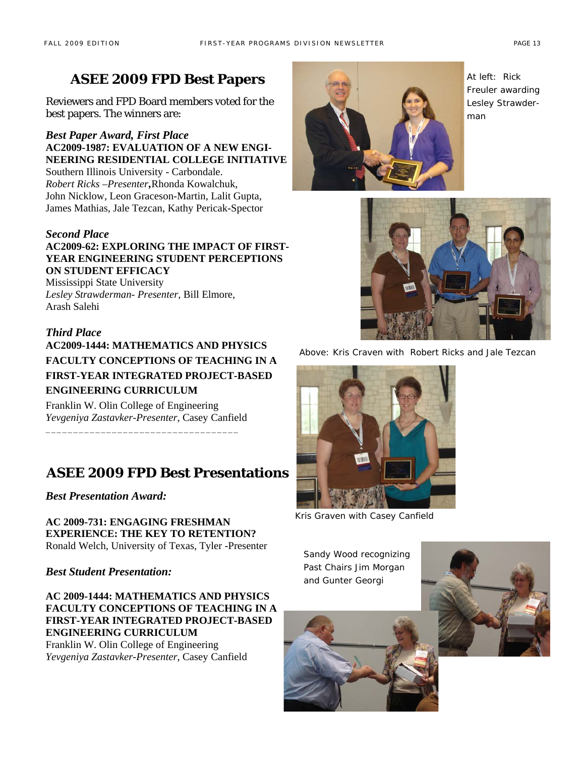## ASEE 2009 FPD Best Papers

Reviewers and FPD Board members voted for the best papers. The winners are:

***Best Paper Award, First Place***
**AC2009-1987: EVALUATION OF A NEW ENGINEERING RESIDENTIAL COLLEGE INITIATIVE**
Southern Illinois University - Carbondale.
*Robert Ricks –Presenter*, Rhonda Kowalchuk, John Nicklow, Leon Graceson-Martin, Lalit Gupta, James Mathias, Jale Tezcan, Kathy Pericak-Spector

***Second Place***
**AC2009-62: EXPLORING THE IMPACT OF FIRST-YEAR ENGINEERING STUDENT PERCEPTIONS ON STUDENT EFFICACY**
Mississippi State University
*Lesley Strawderman- Presenter,* Bill Elmore, Arash Salehi

***Third Place***
**AC2009-1444: MATHEMATICS AND PHYSICS FACULTY CONCEPTIONS OF TEACHING IN A FIRST-YEAR INTEGRATED PROJECT-BASED ENGINEERING CURRICULUM**
Franklin W. Olin College of Engineering
*Yevgeniya Zastavker-Presenter*, Casey Canfield

---

## ASEE 2009 FPD Best Presentations

***Best Presentation Award:***

**AC 2009-731: ENGAGING FRESHMAN EXPERIENCE: THE KEY TO RETENTION?**
Ronald Welch, University of Texas, Tyler -Presenter

***Best Student Presentation:***

**AC 2009-1444: MATHEMATICS AND PHYSICS FACULTY CONCEPTIONS OF TEACHING IN A FIRST-YEAR INTEGRATED PROJECT-BASED ENGINEERING CURRICULUM**
Franklin W. Olin College of Engineering
*Yevgeniya Zastavker-Presenter*, Casey Canfield

At left: Rick Freuler awarding Lesley Strawderman

Above: Kris Craven with Robert Ricks and Jale Tezcan

Kris Graven with Casey Canfield

Sandy Wood recognizing Past Chairs Jim Morgan and Gunter Georgi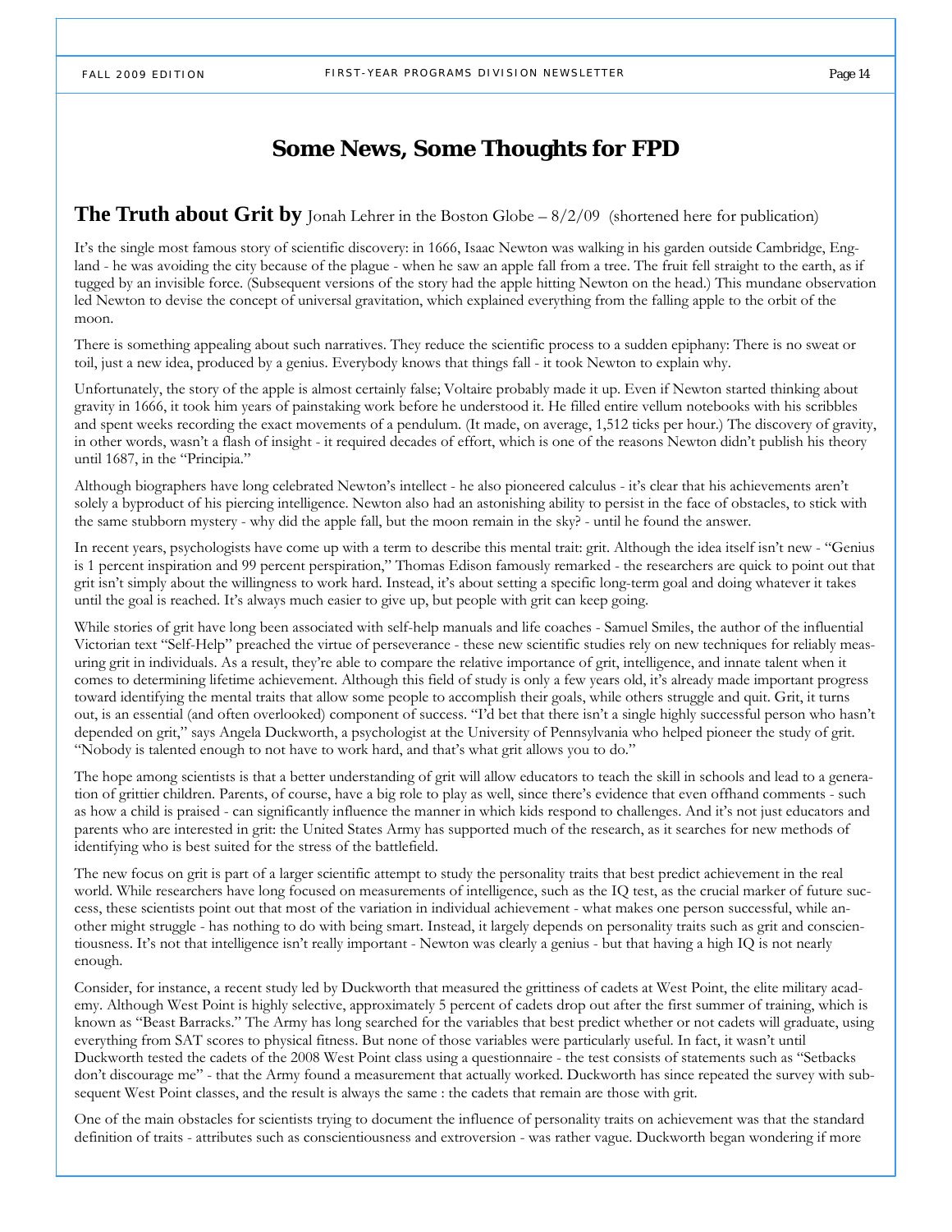# Some News, Some Thoughts for FPD

## **The Truth about Grit by** Jonah Lehrer in the Boston Globe – 8/2/09 (shortened here for publication)

It's the single most famous story of scientific discovery: in 1666, Isaac Newton was walking in his garden outside Cambridge, England - he was avoiding the city because of the plague - when he saw an apple fall from a tree. The fruit fell straight to the earth, as if tugged by an invisible force. (Subsequent versions of the story had the apple hitting Newton on the head.) This mundane observation led Newton to devise the concept of universal gravitation, which explained everything from the falling apple to the orbit of the moon.

There is something appealing about such narratives. They reduce the scientific process to a sudden epiphany: There is no sweat or toil, just a new idea, produced by a genius. Everybody knows that things fall - it took Newton to explain why.

Unfortunately, the story of the apple is almost certainly false; Voltaire probably made it up. Even if Newton started thinking about gravity in 1666, it took him years of painstaking work before he understood it. He filled entire vellum notebooks with his scribbles and spent weeks recording the exact movements of a pendulum. (It made, on average, 1,512 ticks per hour.) The discovery of gravity, in other words, wasn't a flash of insight - it required decades of effort, which is one of the reasons Newton didn't publish his theory until 1687, in the "Principia."

Although biographers have long celebrated Newton's intellect - he also pioneered calculus - it's clear that his achievements aren't solely a byproduct of his piercing intelligence. Newton also had an astonishing ability to persist in the face of obstacles, to stick with the same stubborn mystery - why did the apple fall, but the moon remain in the sky? - until he found the answer.

In recent years, psychologists have come up with a term to describe this mental trait: grit. Although the idea itself isn't new - "Genius is 1 percent inspiration and 99 percent perspiration," Thomas Edison famously remarked - the researchers are quick to point out that grit isn't simply about the willingness to work hard. Instead, it's about setting a specific long-term goal and doing whatever it takes until the goal is reached. It's always much easier to give up, but people with grit can keep going.

While stories of grit have long been associated with self-help manuals and life coaches - Samuel Smiles, the author of the influential Victorian text "Self-Help" preached the virtue of perseverance - these new scientific studies rely on new techniques for reliably measuring grit in individuals. As a result, they're able to compare the relative importance of grit, intelligence, and innate talent when it comes to determining lifetime achievement. Although this field of study is only a few years old, it's already made important progress toward identifying the mental traits that allow some people to accomplish their goals, while others struggle and quit. Grit, it turns out, is an essential (and often overlooked) component of success. "I'd bet that there isn't a single highly successful person who hasn't depended on grit," says Angela Duckworth, a psychologist at the University of Pennsylvania who helped pioneer the study of grit. "Nobody is talented enough to not have to work hard, and that's what grit allows you to do."

The hope among scientists is that a better understanding of grit will allow educators to teach the skill in schools and lead to a generation of grittier children. Parents, of course, have a big role to play as well, since there's evidence that even offhand comments - such as how a child is praised - can significantly influence the manner in which kids respond to challenges. And it's not just educators and parents who are interested in grit: the United States Army has supported much of the research, as it searches for new methods of identifying who is best suited for the stress of the battlefield.

The new focus on grit is part of a larger scientific attempt to study the personality traits that best predict achievement in the real world. While researchers have long focused on measurements of intelligence, such as the IQ test, as the crucial marker of future success, these scientists point out that most of the variation in individual achievement - what makes one person successful, while another might struggle - has nothing to do with being smart. Instead, it largely depends on personality traits such as grit and conscientiousness. It's not that intelligence isn't really important - Newton was clearly a genius - but that having a high IQ is not nearly enough.

Consider, for instance, a recent study led by Duckworth that measured the grittiness of cadets at West Point, the elite military academy. Although West Point is highly selective, approximately 5 percent of cadets drop out after the first summer of training, which is known as "Beast Barracks." The Army has long searched for the variables that best predict whether or not cadets will graduate, using everything from SAT scores to physical fitness. But none of those variables were particularly useful. In fact, it wasn't until Duckworth tested the cadets of the 2008 West Point class using a questionnaire - the test consists of statements such as "Setbacks don't discourage me" - that the Army found a measurement that actually worked. Duckworth has since repeated the survey with subsequent West Point classes, and the result is always the same : the cadets that remain are those with grit.

One of the main obstacles for scientists trying to document the influence of personality traits on achievement was that the standard definition of traits - attributes such as conscientiousness and extroversion - was rather vague. Duckworth began wondering if more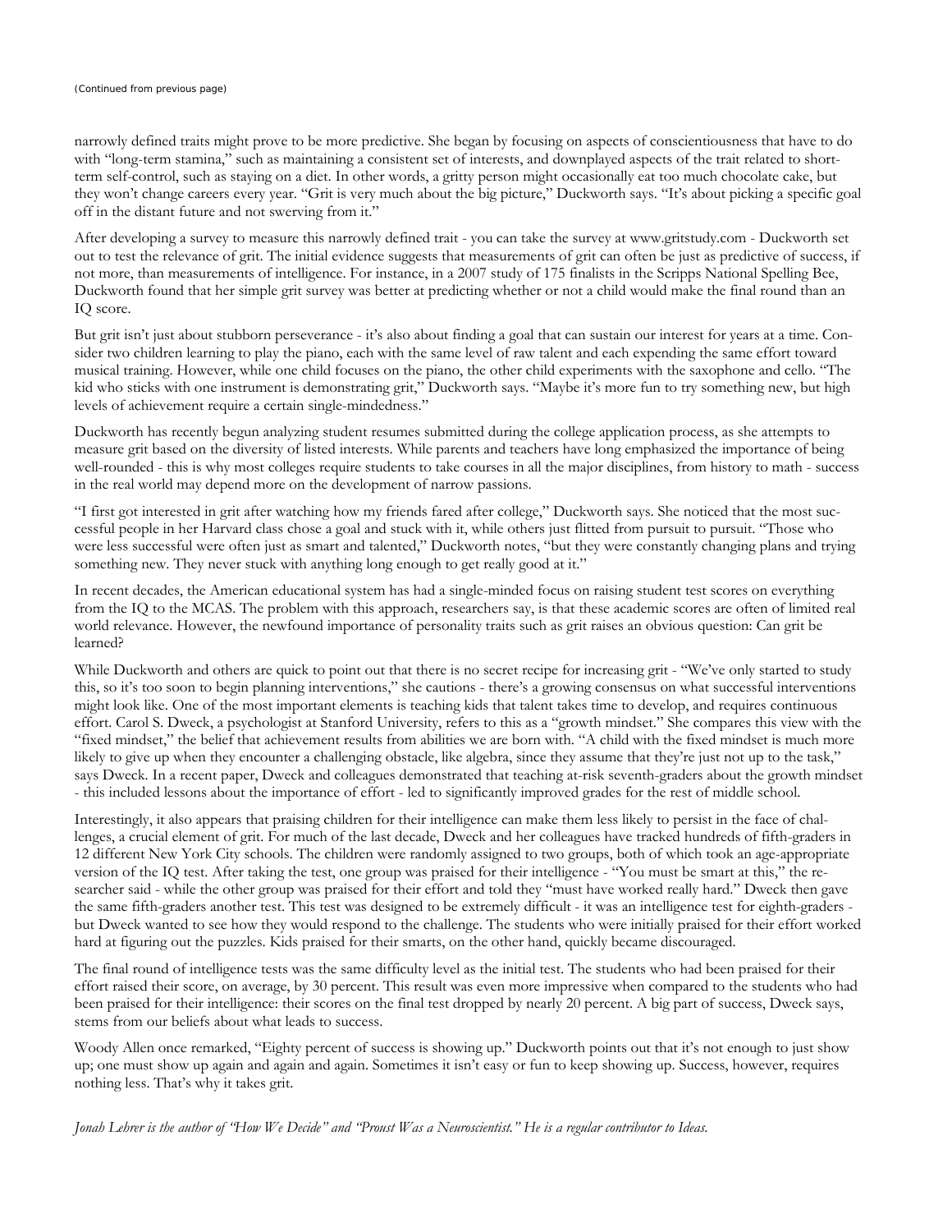(Continued from previous page)

narrowly defined traits might prove to be more predictive. She began by focusing on aspects of conscientiousness that have to do with "long-term stamina," such as maintaining a consistent set of interests, and downplayed aspects of the trait related to short-term self-control, such as staying on a diet. In other words, a gritty person might occasionally eat too much chocolate cake, but they won't change careers every year. "Grit is very much about the big picture," Duckworth says. "It's about picking a specific goal off in the distant future and not swerving from it."

After developing a survey to measure this narrowly defined trait - you can take the survey at www.gritstudy.com - Duckworth set out to test the relevance of grit. The initial evidence suggests that measurements of grit can often be just as predictive of success, if not more, than measurements of intelligence. For instance, in a 2007 study of 175 finalists in the Scripps National Spelling Bee, Duckworth found that her simple grit survey was better at predicting whether or not a child would make the final round than an IQ score.

But grit isn't just about stubborn perseverance - it's also about finding a goal that can sustain our interest for years at a time. Consider two children learning to play the piano, each with the same level of raw talent and each expending the same effort toward musical training. However, while one child focuses on the piano, the other child experiments with the saxophone and cello. "The kid who sticks with one instrument is demonstrating grit," Duckworth says. "Maybe it's more fun to try something new, but high levels of achievement require a certain single-mindedness."

Duckworth has recently begun analyzing student resumes submitted during the college application process, as she attempts to measure grit based on the diversity of listed interests. While parents and teachers have long emphasized the importance of being well-rounded - this is why most colleges require students to take courses in all the major disciplines, from history to math - success in the real world may depend more on the development of narrow passions.

"I first got interested in grit after watching how my friends fared after college," Duckworth says. She noticed that the most successful people in her Harvard class chose a goal and stuck with it, while others just flitted from pursuit to pursuit. "Those who were less successful were often just as smart and talented," Duckworth notes, "but they were constantly changing plans and trying something new. They never stuck with anything long enough to get really good at it."

In recent decades, the American educational system has had a single-minded focus on raising student test scores on everything from the IQ to the MCAS. The problem with this approach, researchers say, is that these academic scores are often of limited real world relevance. However, the newfound importance of personality traits such as grit raises an obvious question: Can grit be learned?

While Duckworth and others are quick to point out that there is no secret recipe for increasing grit - "We've only started to study this, so it's too soon to begin planning interventions," she cautions - there's a growing consensus on what successful interventions might look like. One of the most important elements is teaching kids that talent takes time to develop, and requires continuous effort. Carol S. Dweck, a psychologist at Stanford University, refers to this as a "growth mindset." She compares this view with the "fixed mindset," the belief that achievement results from abilities we are born with. "A child with the fixed mindset is much more likely to give up when they encounter a challenging obstacle, like algebra, since they assume that they're just not up to the task," says Dweck. In a recent paper, Dweck and colleagues demonstrated that teaching at-risk seventh-graders about the growth mindset - this included lessons about the importance of effort - led to significantly improved grades for the rest of middle school.

Interestingly, it also appears that praising children for their intelligence can make them less likely to persist in the face of challenges, a crucial element of grit. For much of the last decade, Dweck and her colleagues have tracked hundreds of fifth-graders in 12 different New York City schools. The children were randomly assigned to two groups, both of which took an age-appropriate version of the IQ test. After taking the test, one group was praised for their intelligence - "You must be smart at this," the researcher said - while the other group was praised for their effort and told they "must have worked really hard." Dweck then gave the same fifth-graders another test. This test was designed to be extremely difficult - it was an intelligence test for eighth-graders - but Dweck wanted to see how they would respond to the challenge. The students who were initially praised for their effort worked hard at figuring out the puzzles. Kids praised for their smarts, on the other hand, quickly became discouraged.

The final round of intelligence tests was the same difficulty level as the initial test. The students who had been praised for their effort raised their score, on average, by 30 percent. This result was even more impressive when compared to the students who had been praised for their intelligence: their scores on the final test dropped by nearly 20 percent. A big part of success, Dweck says, stems from our beliefs about what leads to success.

Woody Allen once remarked, "Eighty percent of success is showing up." Duckworth points out that it's not enough to just show up; one must show up again and again and again. Sometimes it isn't easy or fun to keep showing up. Success, however, requires nothing less. That's why it takes grit.

*Jonah Lehrer is the author of "How We Decide" and "Proust Was a Neuroscientist." He is a regular contributor to Ideas.*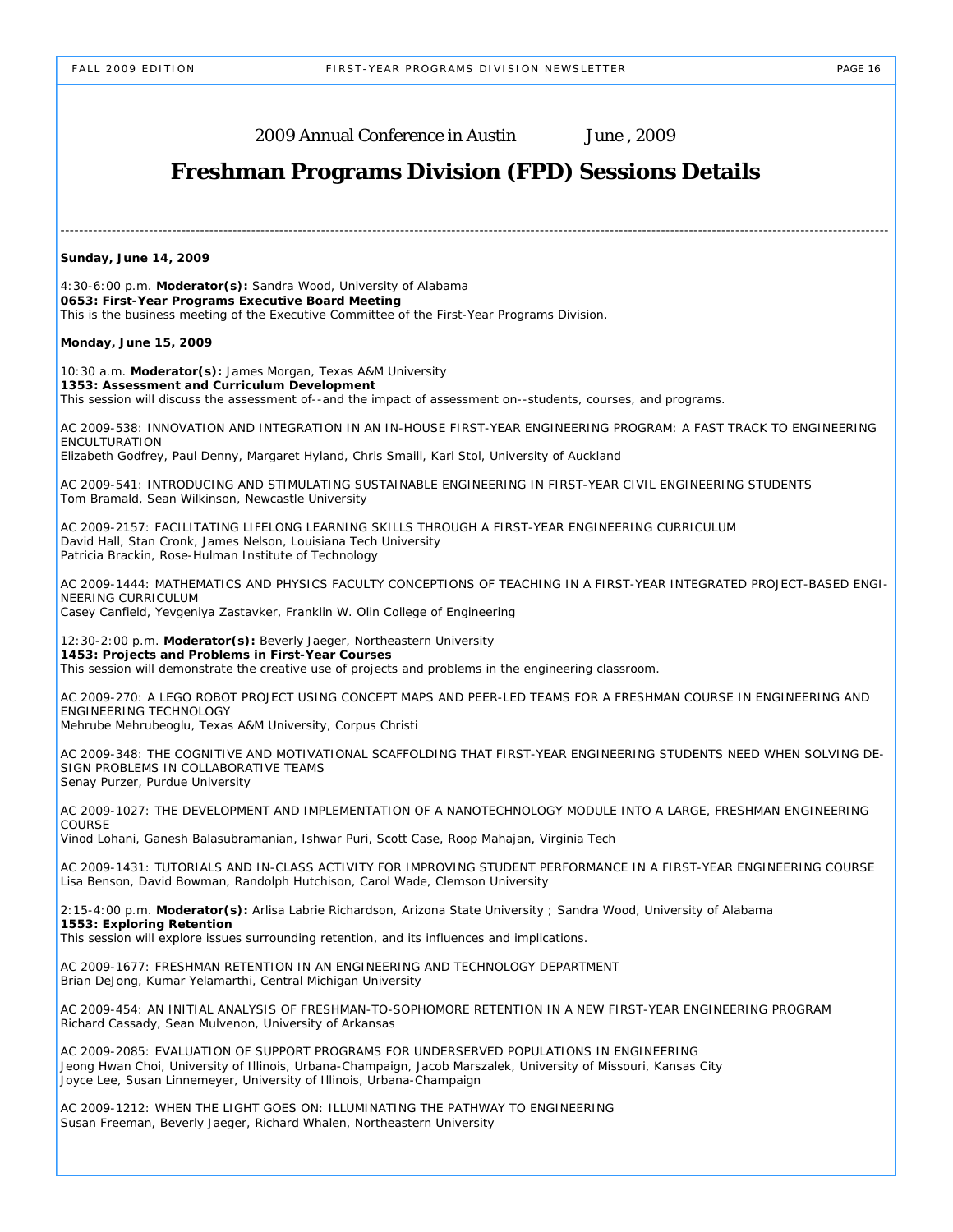2009 Annual Conference in Austin June , 2009

# Freshman Programs Division (FPD) Sessions Details

---

**Sunday, June 14, 2009**

4:30-6:00 p.m. **Moderator(s):** Sandra Wood, University of Alabama
**0653: First-Year Programs Executive Board Meeting**
This is the business meeting of the Executive Committee of the First-Year Programs Division.

**Monday, June 15, 2009**

10:30 a.m. **Moderator(s):** James Morgan, Texas A&M University
**1353: Assessment and Curriculum Development**
This session will discuss the assessment of--and the impact of assessment on--students, courses, and programs.

AC 2009-538: INNOVATION AND INTEGRATION IN AN IN-HOUSE FIRST-YEAR ENGINEERING PROGRAM: A FAST TRACK TO ENGINEERING ENCULTURATION
Elizabeth Godfrey, Paul Denny, Margaret Hyland, Chris Smaill, Karl Stol, University of Auckland

AC 2009-541: INTRODUCING AND STIMULATING SUSTAINABLE ENGINEERING IN FIRST-YEAR CIVIL ENGINEERING STUDENTS
Tom Bramald, Sean Wilkinson, Newcastle University

AC 2009-2157: FACILITATING LIFELONG LEARNING SKILLS THROUGH A FIRST-YEAR ENGINEERING CURRICULUM
David Hall, Stan Cronk, James Nelson, Louisiana Tech University
Patricia Brackin, Rose-Hulman Institute of Technology

AC 2009-1444: MATHEMATICS AND PHYSICS FACULTY CONCEPTIONS OF TEACHING IN A FIRST-YEAR INTEGRATED PROJECT-BASED ENGINEERING CURRICULUM
Casey Canfield, Yevgeniya Zastavker, Franklin W. Olin College of Engineering

12:30-2:00 p.m. **Moderator(s):** Beverly Jaeger, Northeastern University
**1453: Projects and Problems in First-Year Courses**
This session will demonstrate the creative use of projects and problems in the engineering classroom.

AC 2009-270: A LEGO ROBOT PROJECT USING CONCEPT MAPS AND PEER-LED TEAMS FOR A FRESHMAN COURSE IN ENGINEERING AND ENGINEERING TECHNOLOGY
Mehrube Mehrubeoglu, Texas A&M University, Corpus Christi

AC 2009-348: THE COGNITIVE AND MOTIVATIONAL SCAFFOLDING THAT FIRST-YEAR ENGINEERING STUDENTS NEED WHEN SOLVING DESIGN PROBLEMS IN COLLABORATIVE TEAMS
Senay Purzer, Purdue University

AC 2009-1027: THE DEVELOPMENT AND IMPLEMENTATION OF A NANOTECHNOLOGY MODULE INTO A LARGE, FRESHMAN ENGINEERING COURSE
Vinod Lohani, Ganesh Balasubramanian, Ishwar Puri, Scott Case, Roop Mahajan, Virginia Tech

AC 2009-1431: TUTORIALS AND IN-CLASS ACTIVITY FOR IMPROVING STUDENT PERFORMANCE IN A FIRST-YEAR ENGINEERING COURSE
Lisa Benson, David Bowman, Randolph Hutchison, Carol Wade, Clemson University

2:15-4:00 p.m. **Moderator(s):** Arlisa Labrie Richardson, Arizona State University ; Sandra Wood, University of Alabama
**1553: Exploring Retention**
This session will explore issues surrounding retention, and its influences and implications.

AC 2009-1677: FRESHMAN RETENTION IN AN ENGINEERING AND TECHNOLOGY DEPARTMENT
Brian DeJong, Kumar Yelamarthi, Central Michigan University

AC 2009-454: AN INITIAL ANALYSIS OF FRESHMAN-TO-SOPHOMORE RETENTION IN A NEW FIRST-YEAR ENGINEERING PROGRAM
Richard Cassady, Sean Mulvenon, University of Arkansas

AC 2009-2085: EVALUATION OF SUPPORT PROGRAMS FOR UNDERSERVED POPULATIONS IN ENGINEERING
Jeong Hwan Choi, University of Illinois, Urbana-Champaign, Jacob Marszalek, University of Missouri, Kansas City
Joyce Lee, Susan Linnemeyer, University of Illinois, Urbana-Champaign

AC 2009-1212: WHEN THE LIGHT GOES ON: ILLUMINATING THE PATHWAY TO ENGINEERING
Susan Freeman, Beverly Jaeger, Richard Whalen, Northeastern University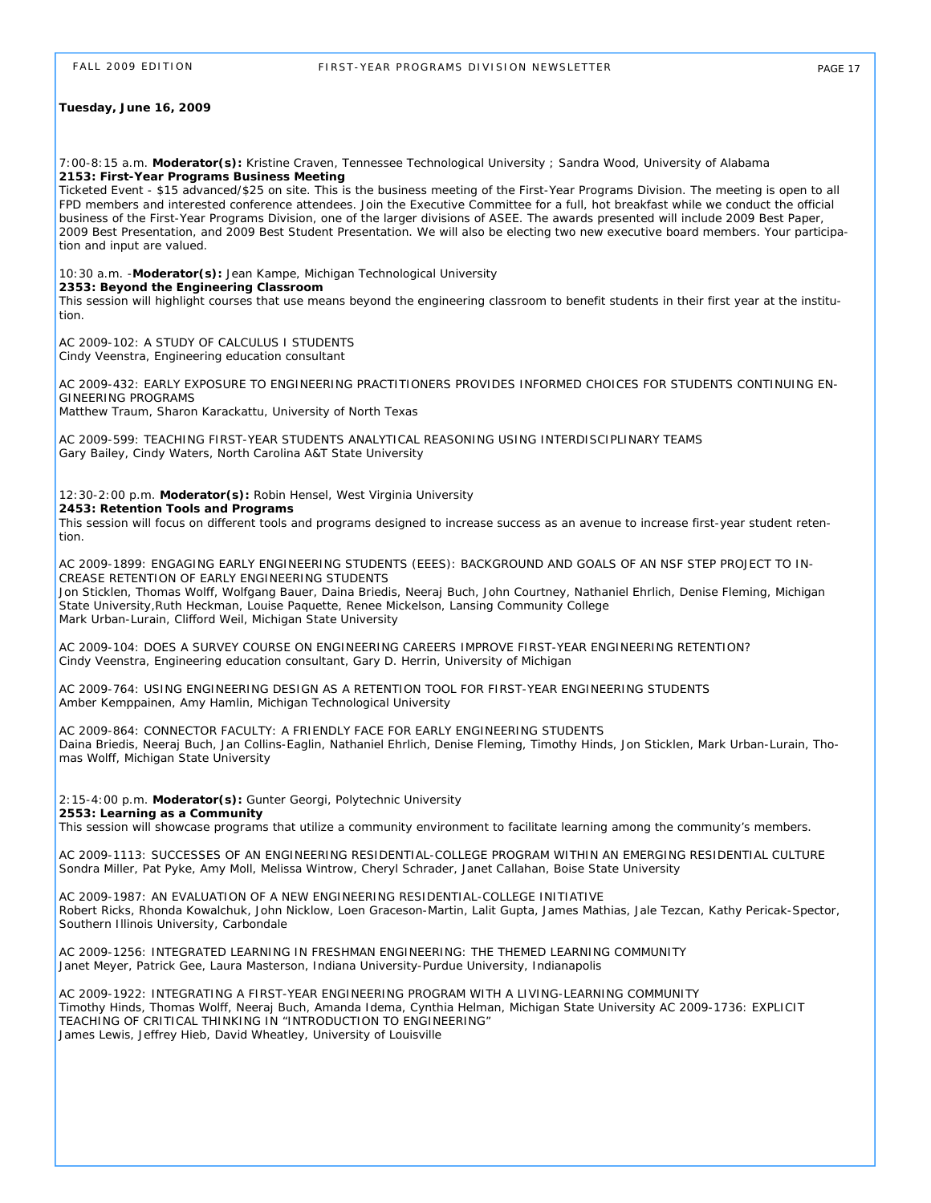**Tuesday, June 16, 2009**

7:00-8:15 a.m. **Moderator(s):** Kristine Craven, Tennessee Technological University ; Sandra Wood, University of Alabama
**2153: First-Year Programs Business Meeting**
Ticketed Event - $15 advanced/$25 on site. This is the business meeting of the First-Year Programs Division. The meeting is open to all FPD members and interested conference attendees. Join the Executive Committee for a full, hot breakfast while we conduct the official business of the First-Year Programs Division, one of the larger divisions of ASEE. The awards presented will include 2009 Best Paper, 2009 Best Presentation, and 2009 Best Student Presentation. We will also be electing two new executive board members. Your participation and input are valued.

10:30 a.m. -**Moderator(s):** Jean Kampe, Michigan Technological University
**2353: Beyond the Engineering Classroom**
This session will highlight courses that use means beyond the engineering classroom to benefit students in their first year at the institution.

AC 2009-102: A STUDY OF CALCULUS I STUDENTS
Cindy Veenstra, Engineering education consultant

AC 2009-432: EARLY EXPOSURE TO ENGINEERING PRACTITIONERS PROVIDES INFORMED CHOICES FOR STUDENTS CONTINUING ENGINEERING PROGRAMS
Matthew Traum, Sharon Karackattu, University of North Texas

AC 2009-599: TEACHING FIRST-YEAR STUDENTS ANALYTICAL REASONING USING INTERDISCIPLINARY TEAMS
Gary Bailey, Cindy Waters, North Carolina A&T State University

12:30-2:00 p.m. **Moderator(s):** Robin Hensel, West Virginia University
**2453: Retention Tools and Programs**
This session will focus on different tools and programs designed to increase success as an avenue to increase first-year student retention.

AC 2009-1899: ENGAGING EARLY ENGINEERING STUDENTS (EEES): BACKGROUND AND GOALS OF AN NSF STEP PROJECT TO INCREASE RETENTION OF EARLY ENGINEERING STUDENTS
Jon Sticklen, Thomas Wolff, Wolfgang Bauer, Daina Briedis, Neeraj Buch, John Courtney, Nathaniel Ehrlich, Denise Fleming, Michigan State University,Ruth Heckman, Louise Paquette, Renee Mickelson, Lansing Community College
Mark Urban-Lurain, Clifford Weil, Michigan State University

AC 2009-104: DOES A SURVEY COURSE ON ENGINEERING CAREERS IMPROVE FIRST-YEAR ENGINEERING RETENTION?
Cindy Veenstra, Engineering education consultant, Gary D. Herrin, University of Michigan

AC 2009-764: USING ENGINEERING DESIGN AS A RETENTION TOOL FOR FIRST-YEAR ENGINEERING STUDENTS
Amber Kemppainen, Amy Hamlin, Michigan Technological University

AC 2009-864: CONNECTOR FACULTY: A FRIENDLY FACE FOR EARLY ENGINEERING STUDENTS
Daina Briedis, Neeraj Buch, Jan Collins-Eaglin, Nathaniel Ehrlich, Denise Fleming, Timothy Hinds, Jon Sticklen, Mark Urban-Lurain, Thomas Wolff, Michigan State University

2:15-4:00 p.m. **Moderator(s):** Gunter Georgi, Polytechnic University
**2553: Learning as a Community**
This session will showcase programs that utilize a community environment to facilitate learning among the community's members.

AC 2009-1113: SUCCESSES OF AN ENGINEERING RESIDENTIAL-COLLEGE PROGRAM WITHIN AN EMERGING RESIDENTIAL CULTURE
Sondra Miller, Pat Pyke, Amy Moll, Melissa Wintrow, Cheryl Schrader, Janet Callahan, Boise State University

AC 2009-1987: AN EVALUATION OF A NEW ENGINEERING RESIDENTIAL-COLLEGE INITIATIVE
Robert Ricks, Rhonda Kowalchuk, John Nicklow, Loen Graceson-Martin, Lalit Gupta, James Mathias, Jale Tezcan, Kathy Pericak-Spector, Southern Illinois University, Carbondale

AC 2009-1256: INTEGRATED LEARNING IN FRESHMAN ENGINEERING: THE THEMED LEARNING COMMUNITY
Janet Meyer, Patrick Gee, Laura Masterson, Indiana University-Purdue University, Indianapolis

AC 2009-1922: INTEGRATING A FIRST-YEAR ENGINEERING PROGRAM WITH A LIVING-LEARNING COMMUNITY
Timothy Hinds, Thomas Wolff, Neeraj Buch, Amanda Idema, Cynthia Helman, Michigan State University AC 2009-1736: EXPLICIT TEACHING OF CRITICAL THINKING IN "INTRODUCTION TO ENGINEERING"
James Lewis, Jeffrey Hieb, David Wheatley, University of Louisville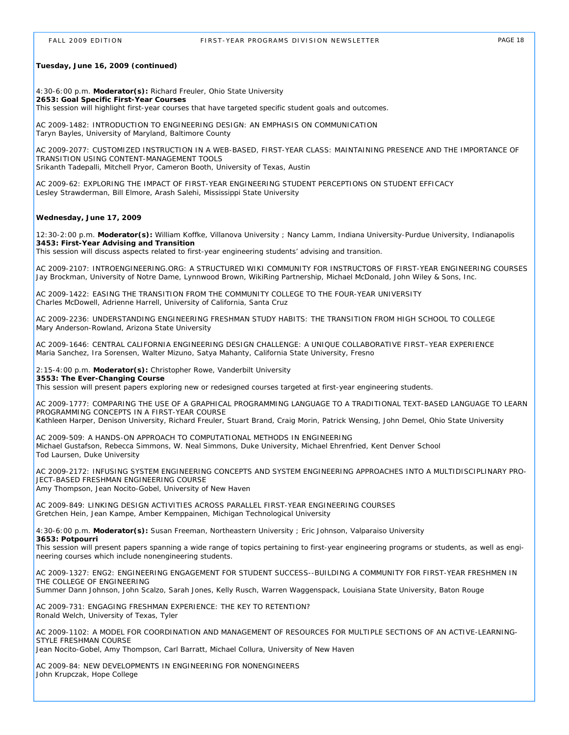**Tuesday, June 16, 2009 (continued)**

4:30-6:00 p.m. **Moderator(s):** Richard Freuler, Ohio State University
**2653: Goal Specific First-Year Courses**
This session will highlight first-year courses that have targeted specific student goals and outcomes.

AC 2009-1482: INTRODUCTION TO ENGINEERING DESIGN: AN EMPHASIS ON COMMUNICATION
Taryn Bayles, University of Maryland, Baltimore County

AC 2009-2077: CUSTOMIZED INSTRUCTION IN A WEB-BASED, FIRST-YEAR CLASS: MAINTAINING PRESENCE AND THE IMPORTANCE OF TRANSITION USING CONTENT-MANAGEMENT TOOLS
Srikanth Tadepalli, Mitchell Pryor, Cameron Booth, University of Texas, Austin

AC 2009-62: EXPLORING THE IMPACT OF FIRST-YEAR ENGINEERING STUDENT PERCEPTIONS ON STUDENT EFFICACY
Lesley Strawderman, Bill Elmore, Arash Salehi, Mississippi State University

**Wednesday, June 17, 2009**

12:30-2:00 p.m. **Moderator(s):** William Koffke, Villanova University ; Nancy Lamm, Indiana University-Purdue University, Indianapolis
**3453: First-Year Advising and Transition**
This session will discuss aspects related to first-year engineering students' advising and transition.

AC 2009-2107: INTROENGINEERING.ORG: A STRUCTURED WIKI COMMUNITY FOR INSTRUCTORS OF FIRST-YEAR ENGINEERING COURSES
Jay Brockman, University of Notre Dame, Lynnwood Brown, WikiRing Partnership, Michael McDonald, John Wiley & Sons, Inc.

AC 2009-1422: EASING THE TRANSITION FROM THE COMMUNITY COLLEGE TO THE FOUR-YEAR UNIVERSITY
Charles McDowell, Adrienne Harrell, University of California, Santa Cruz

AC 2009-2236: UNDERSTANDING ENGINEERING FRESHMAN STUDY HABITS: THE TRANSITION FROM HIGH SCHOOL TO COLLEGE
Mary Anderson-Rowland, Arizona State University

AC 2009-1646: CENTRAL CALIFORNIA ENGINEERING DESIGN CHALLENGE: A UNIQUE COLLABORATIVE FIRST–YEAR EXPERIENCE
Maria Sanchez, Ira Sorensen, Walter Mizuno, Satya Mahanty, California State University, Fresno

2:15-4:00 p.m. **Moderator(s):** Christopher Rowe, Vanderbilt University
**3553: The Ever-Changing Course**
This session will present papers exploring new or redesigned courses targeted at first-year engineering students.

AC 2009-1777: COMPARING THE USE OF A GRAPHICAL PROGRAMMING LANGUAGE TO A TRADITIONAL TEXT-BASED LANGUAGE TO LEARN PROGRAMMING CONCEPTS IN A FIRST-YEAR COURSE
Kathleen Harper, Denison University, Richard Freuler, Stuart Brand, Craig Morin, Patrick Wensing, John Demel, Ohio State University

AC 2009-509: A HANDS-ON APPROACH TO COMPUTATIONAL METHODS IN ENGINEERING
Michael Gustafson, Rebecca Simmons, W. Neal Simmons, Duke University, Michael Ehrenfried, Kent Denver School
Tod Laursen, Duke University

AC 2009-2172: INFUSING SYSTEM ENGINEERING CONCEPTS AND SYSTEM ENGINEERING APPROACHES INTO A MULTIDISCIPLINARY PROJECT-BASED FRESHMAN ENGINEERING COURSE
Amy Thompson, Jean Nocito-Gobel, University of New Haven

AC 2009-849: LINKING DESIGN ACTIVITIES ACROSS PARALLEL FIRST-YEAR ENGINEERING COURSES
Gretchen Hein, Jean Kampe, Amber Kemppainen, Michigan Technological University

4:30-6:00 p.m. **Moderator(s):** Susan Freeman, Northeastern University ; Eric Johnson, Valparaiso University
**3653: Potpourri**
This session will present papers spanning a wide range of topics pertaining to first-year engineering programs or students, as well as engineering courses which include nonengineering students.

AC 2009-1327: ENG2: ENGINEERING ENGAGEMENT FOR STUDENT SUCCESS--BUILDING A COMMUNITY FOR FIRST-YEAR FRESHMEN IN THE COLLEGE OF ENGINEERING
Summer Dann Johnson, John Scalzo, Sarah Jones, Kelly Rusch, Warren Waggenspack, Louisiana State University, Baton Rouge

AC 2009-731: ENGAGING FRESHMAN EXPERIENCE: THE KEY TO RETENTION?
Ronald Welch, University of Texas, Tyler

AC 2009-1102: A MODEL FOR COORDINATION AND MANAGEMENT OF RESOURCES FOR MULTIPLE SECTIONS OF AN ACTIVE-LEARNING-STYLE FRESHMAN COURSE
Jean Nocito-Gobel, Amy Thompson, Carl Barratt, Michael Collura, University of New Haven

AC 2009-84: NEW DEVELOPMENTS IN ENGINEERING FOR NONENGINEERS
John Krupczak, Hope College